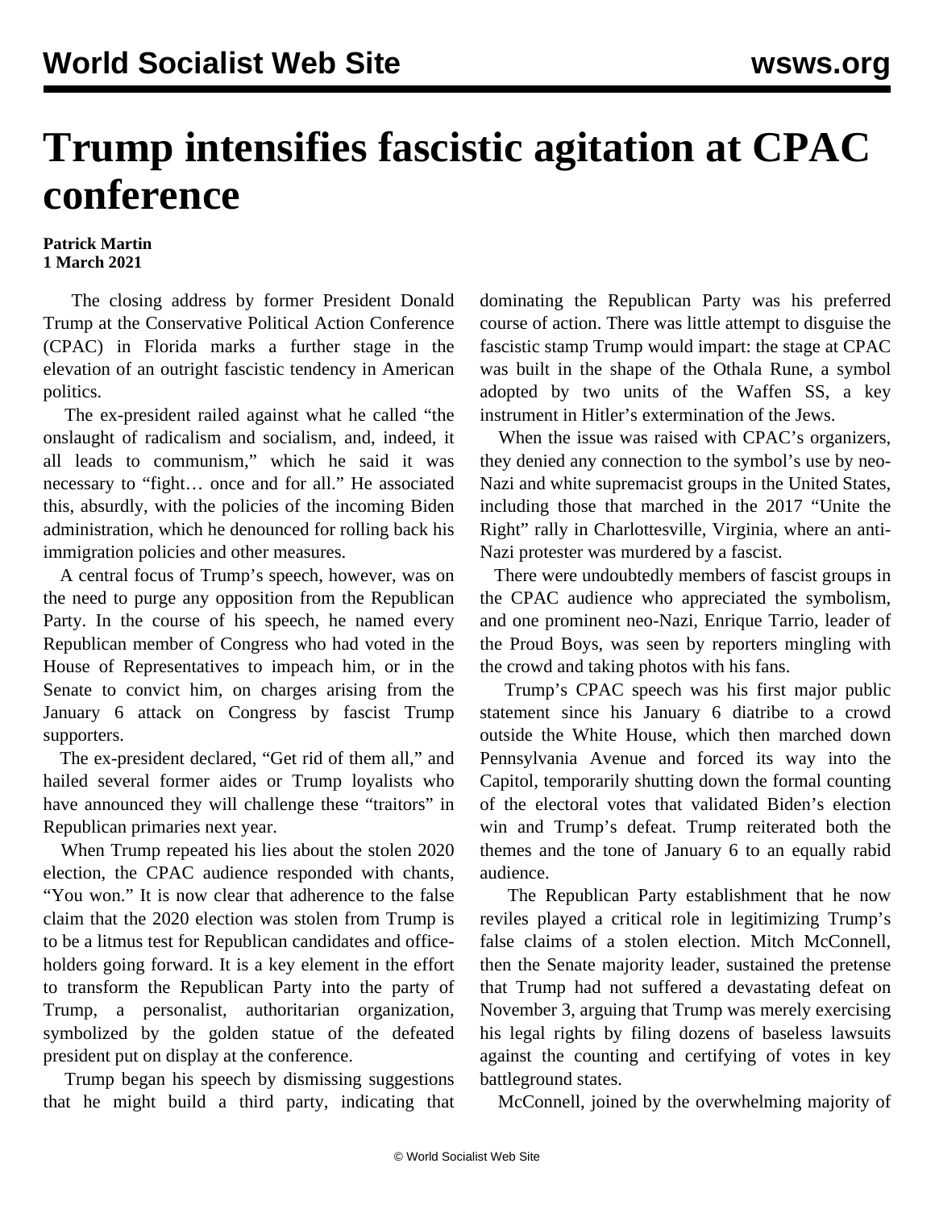# Trump intensifies fascistic agitation at CPAC conference

**Patrick Martin**
**1 March 2021**

The closing address by former President Donald Trump at the Conservative Political Action Conference (CPAC) in Florida marks a further stage in the elevation of an outright fascistic tendency in American politics.

The ex-president railed against what he called "the onslaught of radicalism and socialism, and, indeed, it all leads to communism," which he said it was necessary to "fight… once and for all." He associated this, absurdly, with the policies of the incoming Biden administration, which he denounced for rolling back his immigration policies and other measures.

A central focus of Trump's speech, however, was on the need to purge any opposition from the Republican Party. In the course of his speech, he named every Republican member of Congress who had voted in the House of Representatives to impeach him, or in the Senate to convict him, on charges arising from the January 6 attack on Congress by fascist Trump supporters.

The ex-president declared, "Get rid of them all," and hailed several former aides or Trump loyalists who have announced they will challenge these "traitors" in Republican primaries next year.

When Trump repeated his lies about the stolen 2020 election, the CPAC audience responded with chants, "You won." It is now clear that adherence to the false claim that the 2020 election was stolen from Trump is to be a litmus test for Republican candidates and office-holders going forward. It is a key element in the effort to transform the Republican Party into the party of Trump, a personalist, authoritarian organization, symbolized by the golden statue of the defeated president put on display at the conference.

Trump began his speech by dismissing suggestions that he might build a third party, indicating that dominating the Republican Party was his preferred course of action. There was little attempt to disguise the fascistic stamp Trump would impart: the stage at CPAC was built in the shape of the Othala Rune, a symbol adopted by two units of the Waffen SS, a key instrument in Hitler's extermination of the Jews.

When the issue was raised with CPAC's organizers, they denied any connection to the symbol's use by neo-Nazi and white supremacist groups in the United States, including those that marched in the 2017 "Unite the Right" rally in Charlottesville, Virginia, where an anti-Nazi protester was murdered by a fascist.

There were undoubtedly members of fascist groups in the CPAC audience who appreciated the symbolism, and one prominent neo-Nazi, Enrique Tarrio, leader of the Proud Boys, was seen by reporters mingling with the crowd and taking photos with his fans.

Trump's CPAC speech was his first major public statement since his January 6 diatribe to a crowd outside the White House, which then marched down Pennsylvania Avenue and forced its way into the Capitol, temporarily shutting down the formal counting of the electoral votes that validated Biden's election win and Trump's defeat. Trump reiterated both the themes and the tone of January 6 to an equally rabid audience.

The Republican Party establishment that he now reviles played a critical role in legitimizing Trump's false claims of a stolen election. Mitch McConnell, then the Senate majority leader, sustained the pretense that Trump had not suffered a devastating defeat on November 3, arguing that Trump was merely exercising his legal rights by filing dozens of baseless lawsuits against the counting and certifying of votes in key battleground states.

McConnell, joined by the overwhelming majority of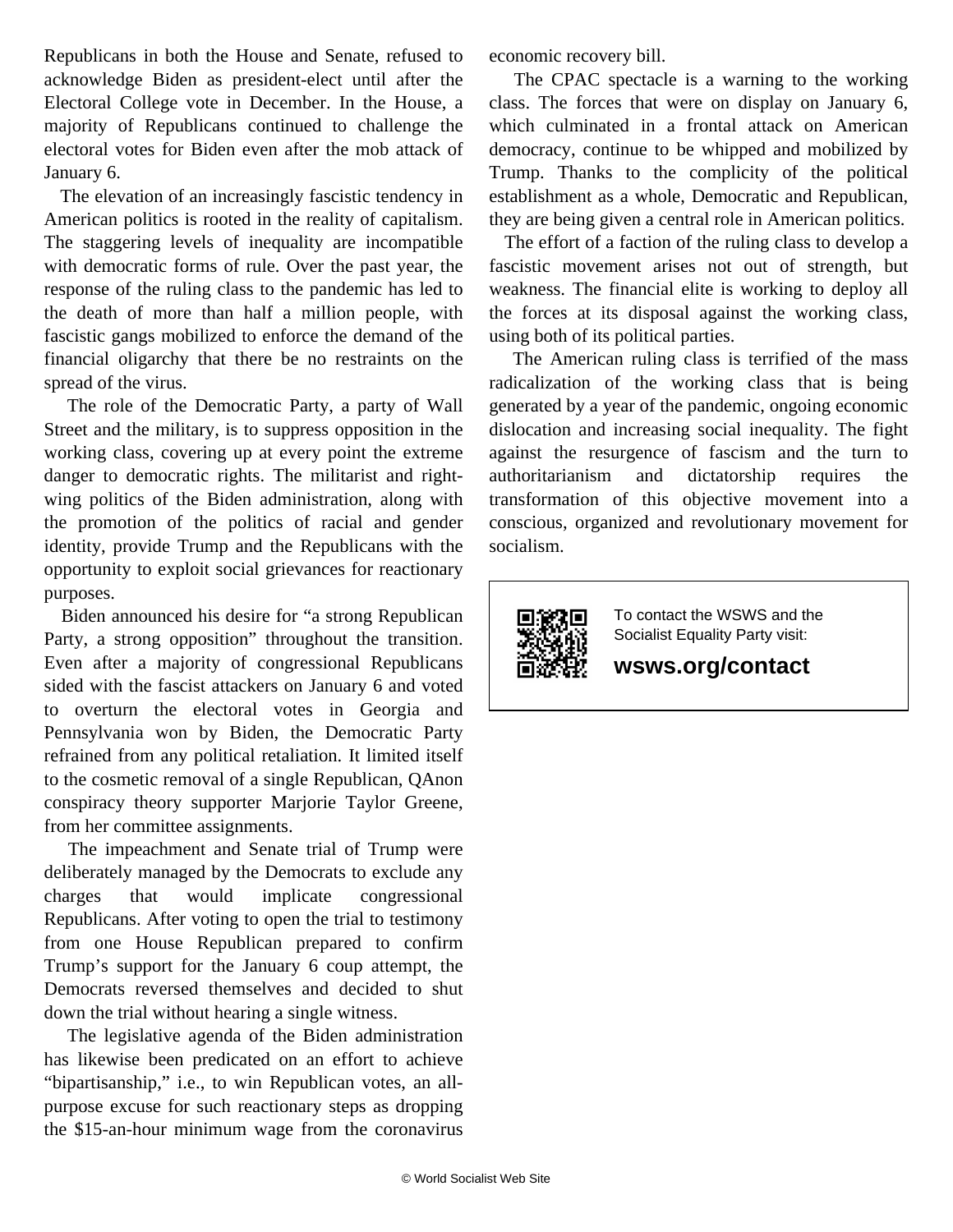Republicans in both the House and Senate, refused to acknowledge Biden as president-elect until after the Electoral College vote in December. In the House, a majority of Republicans continued to challenge the electoral votes for Biden even after the mob attack of January 6.

The elevation of an increasingly fascistic tendency in American politics is rooted in the reality of capitalism. The staggering levels of inequality are incompatible with democratic forms of rule. Over the past year, the response of the ruling class to the pandemic has led to the death of more than half a million people, with fascistic gangs mobilized to enforce the demand of the financial oligarchy that there be no restraints on the spread of the virus.

The role of the Democratic Party, a party of Wall Street and the military, is to suppress opposition in the working class, covering up at every point the extreme danger to democratic rights. The militarist and right-wing politics of the Biden administration, along with the promotion of the politics of racial and gender identity, provide Trump and the Republicans with the opportunity to exploit social grievances for reactionary purposes.

Biden announced his desire for "a strong Republican Party, a strong opposition" throughout the transition. Even after a majority of congressional Republicans sided with the fascist attackers on January 6 and voted to overturn the electoral votes in Georgia and Pennsylvania won by Biden, the Democratic Party refrained from any political retaliation. It limited itself to the cosmetic removal of a single Republican, QAnon conspiracy theory supporter Marjorie Taylor Greene, from her committee assignments.

The impeachment and Senate trial of Trump were deliberately managed by the Democrats to exclude any charges that would implicate congressional Republicans. After voting to open the trial to testimony from one House Republican prepared to confirm Trump's support for the January 6 coup attempt, the Democrats reversed themselves and decided to shut down the trial without hearing a single witness.

The legislative agenda of the Biden administration has likewise been predicated on an effort to achieve "bipartisanship," i.e., to win Republican votes, an all-purpose excuse for such reactionary steps as dropping the $15-an-hour minimum wage from the coronavirus economic recovery bill.

The CPAC spectacle is a warning to the working class. The forces that were on display on January 6, which culminated in a frontal attack on American democracy, continue to be whipped and mobilized by Trump. Thanks to the complicity of the political establishment as a whole, Democratic and Republican, they are being given a central role in American politics.

The effort of a faction of the ruling class to develop a fascistic movement arises not out of strength, but weakness. The financial elite is working to deploy all the forces at its disposal against the working class, using both of its political parties.

The American ruling class is terrified of the mass radicalization of the working class that is being generated by a year of the pandemic, ongoing economic dislocation and increasing social inequality. The fight against the resurgence of fascism and the turn to authoritarianism and dictatorship requires the transformation of this objective movement into a conscious, organized and revolutionary movement for socialism.

To contact the WSWS and the Socialist Equality Party visit:

**wsws.org/contact**